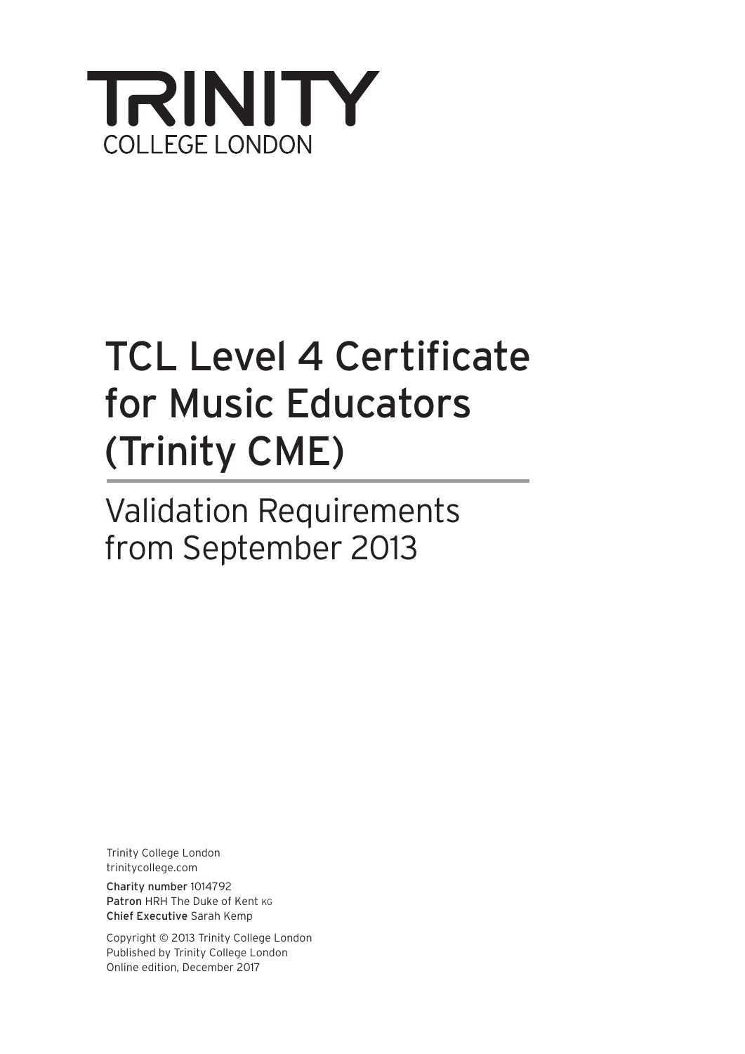TRINITY

COLLEGE LONDON

# TCL Level 4 Certificate for Music Educators (Trinity CME)

## Validation Requirements from September 2013

Trinity College London
trinitycollege.com

**Charity number** 1014792
**Patron** HRH The Duke of Kent KG
**Chief Executive** Sarah Kemp

Copyright © 2013 Trinity College London
Published by Trinity College London
Online edition, December 2017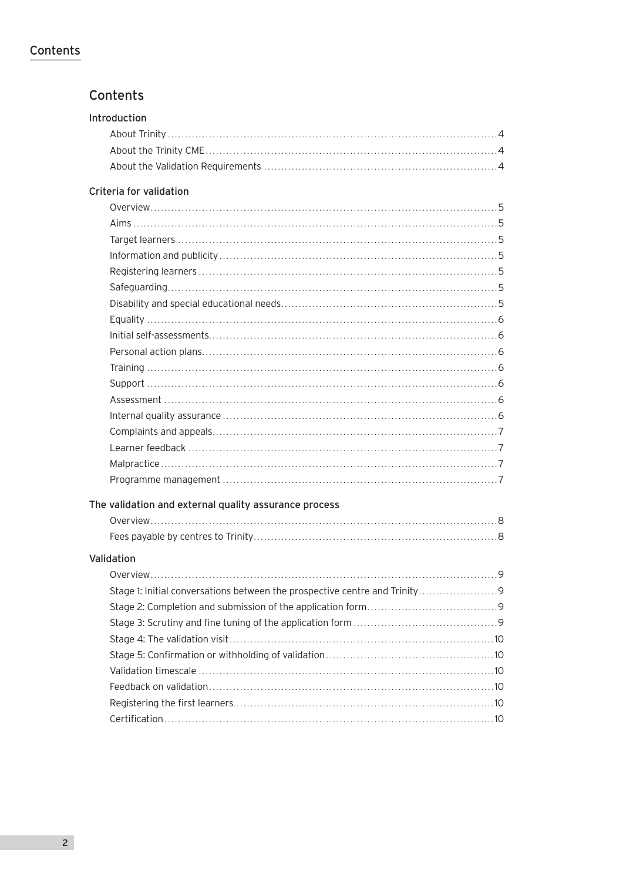# Contents

## Introduction

- About Trinity ... 4
- About the Trinity CME ... 4
- About the Validation Requirements ... 4

## Criteria for validation

- Overview ... 5
- Aims ... 5
- Target learners ... 5
- Information and publicity ... 5
- Registering learners ... 5
- Safeguarding ... 5
- Disability and special educational needs ... 5
- Equality ... 6
- Initial self-assessments ... 6
- Personal action plans ... 6
- Training ... 6
- Support ... 6
- Assessment ... 6
- Internal quality assurance ... 6
- Complaints and appeals ... 7
- Learner feedback ... 7
- Malpractice ... 7
- Programme management ... 7

## The validation and external quality assurance process

- Overview ... 8
- Fees payable by centres to Trinity ... 8

## Validation

- Overview ... 9
- Stage 1: Initial conversations between the prospective centre and Trinity ... 9
- Stage 2: Completion and submission of the application form ... 9
- Stage 3: Scrutiny and fine tuning of the application form ... 9
- Stage 4: The validation visit ... 10
- Stage 5: Confirmation or withholding of validation ... 10
- Validation timescale ... 10
- Feedback on validation ... 10
- Registering the first learners ... 10
- Certification ... 10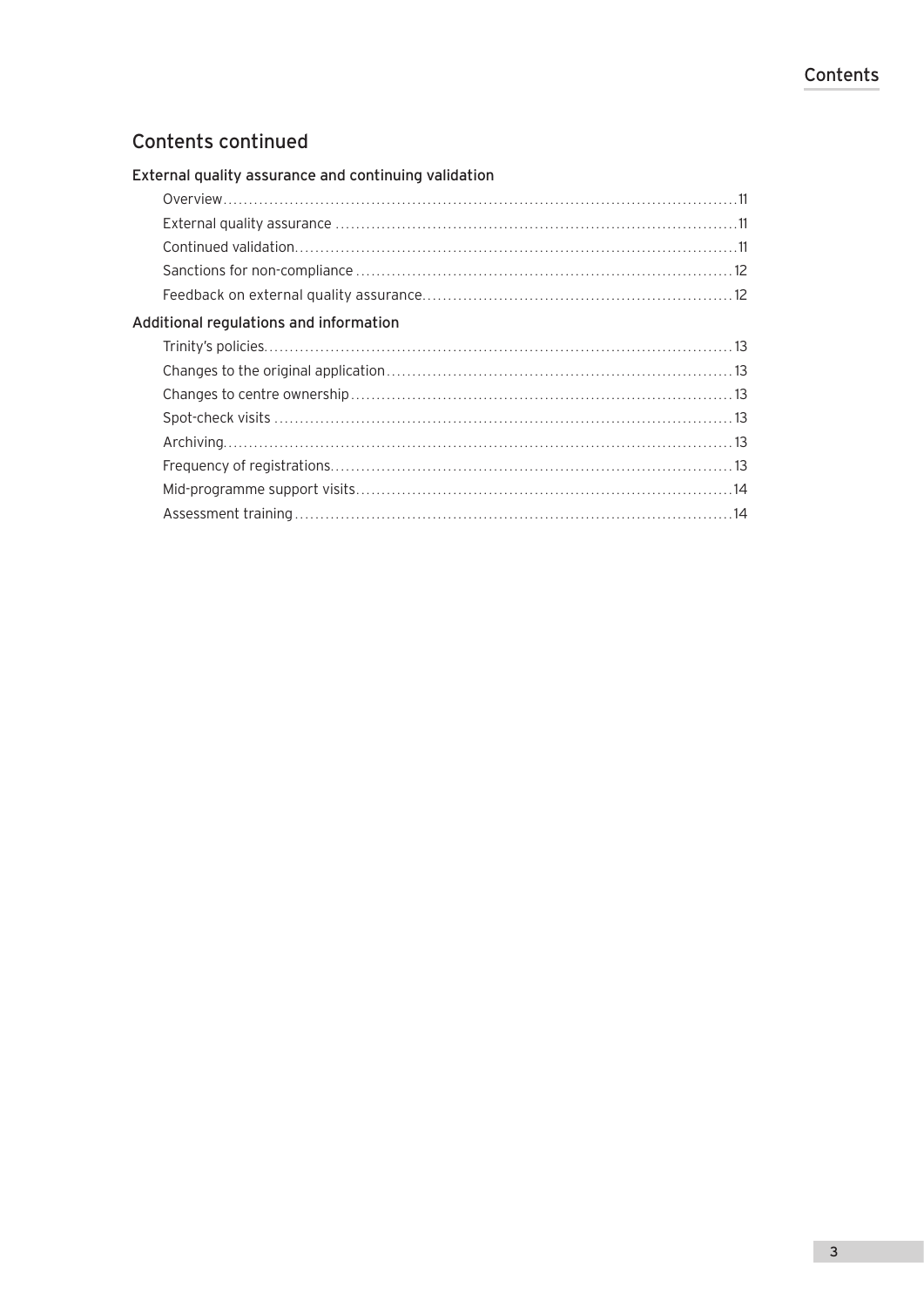## Contents continued

### External quality assurance and continuing validation

- Overview ..... 11
- External quality assurance ..... 11
- Continued validation ..... 11
- Sanctions for non-compliance ..... 12
- Feedback on external quality assurance ..... 12

### Additional regulations and information

- Trinity's policies ..... 13
- Changes to the original application ..... 13
- Changes to centre ownership ..... 13
- Spot-check visits ..... 13
- Archiving ..... 13
- Frequency of registrations ..... 13
- Mid-programme support visits ..... 14
- Assessment training ..... 14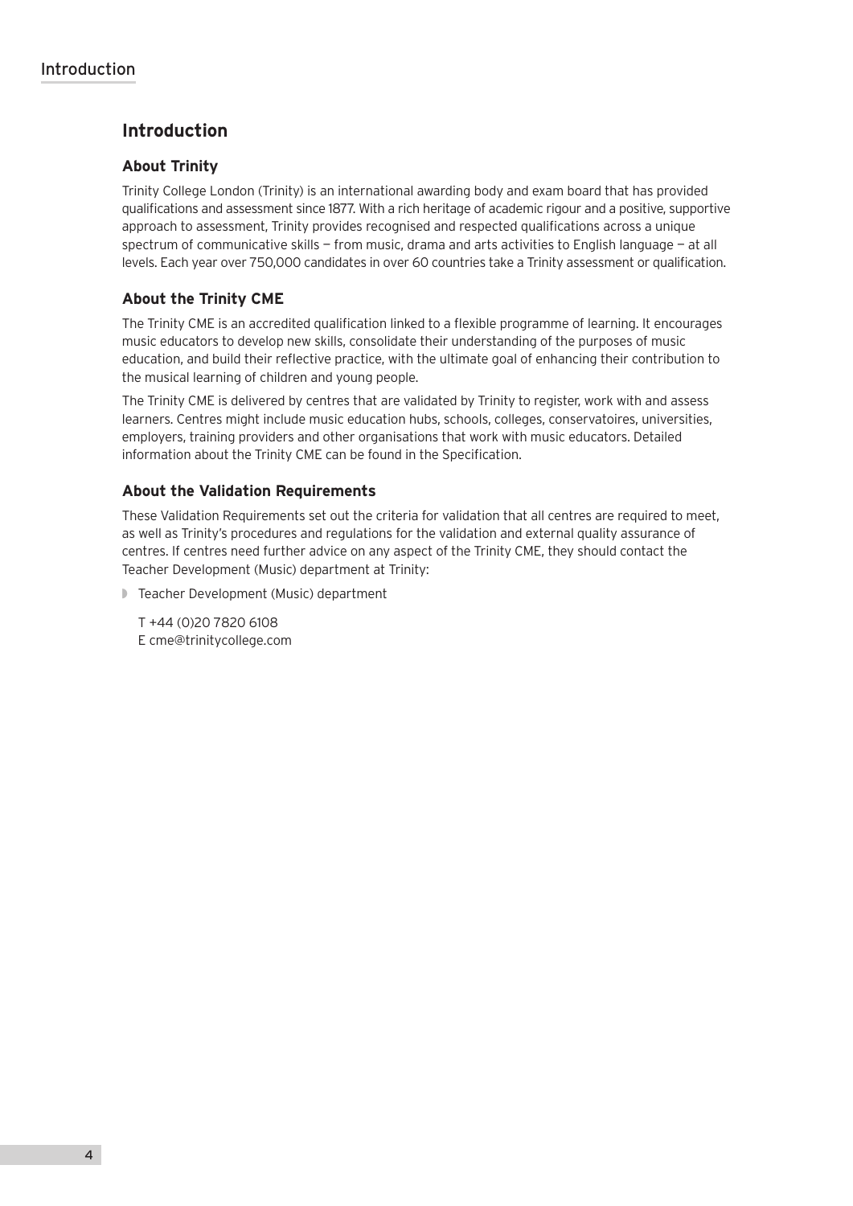# Introduction

## About Trinity

Trinity College London (Trinity) is an international awarding body and exam board that has provided qualifications and assessment since 1877. With a rich heritage of academic rigour and a positive, supportive approach to assessment, Trinity provides recognised and respected qualifications across a unique spectrum of communicative skills — from music, drama and arts activities to English language — at all levels. Each year over 750,000 candidates in over 60 countries take a Trinity assessment or qualification.

## About the Trinity CME

The Trinity CME is an accredited qualification linked to a flexible programme of learning. It encourages music educators to develop new skills, consolidate their understanding of the purposes of music education, and build their reflective practice, with the ultimate goal of enhancing their contribution to the musical learning of children and young people.

The Trinity CME is delivered by centres that are validated by Trinity to register, work with and assess learners. Centres might include music education hubs, schools, colleges, conservatoires, universities, employers, training providers and other organisations that work with music educators. Detailed information about the Trinity CME can be found in the Specification.

## About the Validation Requirements

These Validation Requirements set out the criteria for validation that all centres are required to meet, as well as Trinity's procedures and regulations for the validation and external quality assurance of centres. If centres need further advice on any aspect of the Trinity CME, they should contact the Teacher Development (Music) department at Trinity:

- Teacher Development (Music) department

  T +44 (0)20 7820 6108
  E cme@trinitycollege.com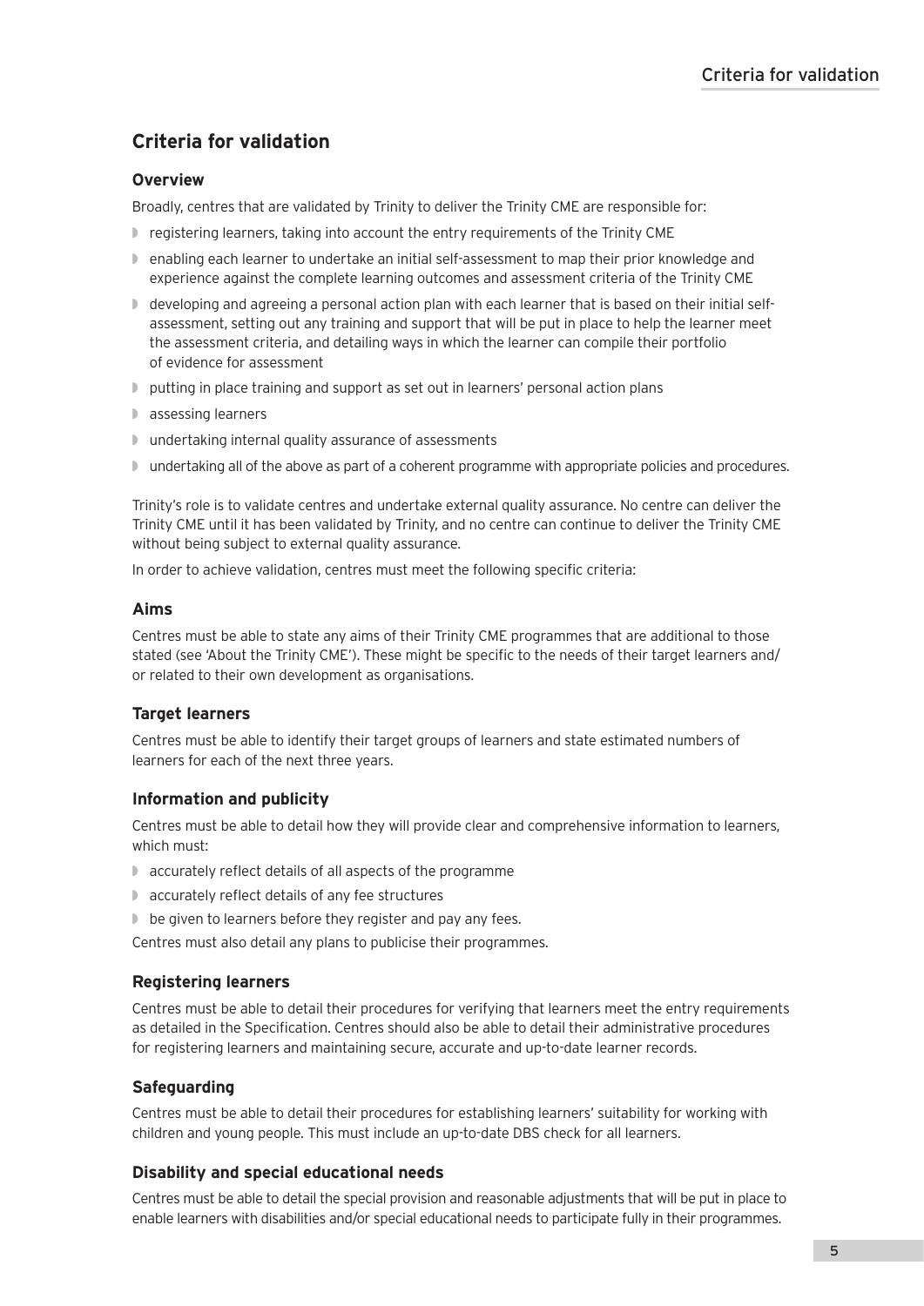## Criteria for validation

### Overview

Broadly, centres that are validated by Trinity to deliver the Trinity CME are responsible for:

- registering learners, taking into account the entry requirements of the Trinity CME
- enabling each learner to undertake an initial self-assessment to map their prior knowledge and experience against the complete learning outcomes and assessment criteria of the Trinity CME
- developing and agreeing a personal action plan with each learner that is based on their initial self-assessment, setting out any training and support that will be put in place to help the learner meet the assessment criteria, and detailing ways in which the learner can compile their portfolio of evidence for assessment
- putting in place training and support as set out in learners' personal action plans
- assessing learners
- undertaking internal quality assurance of assessments
- undertaking all of the above as part of a coherent programme with appropriate policies and procedures.

Trinity's role is to validate centres and undertake external quality assurance. No centre can deliver the Trinity CME until it has been validated by Trinity, and no centre can continue to deliver the Trinity CME without being subject to external quality assurance.

In order to achieve validation, centres must meet the following specific criteria:

### Aims

Centres must be able to state any aims of their Trinity CME programmes that are additional to those stated (see 'About the Trinity CME'). These might be specific to the needs of their target learners and/or related to their own development as organisations.

### Target learners

Centres must be able to identify their target groups of learners and state estimated numbers of learners for each of the next three years.

### Information and publicity

Centres must be able to detail how they will provide clear and comprehensive information to learners, which must:

- accurately reflect details of all aspects of the programme
- accurately reflect details of any fee structures
- be given to learners before they register and pay any fees.

Centres must also detail any plans to publicise their programmes.

### Registering learners

Centres must be able to detail their procedures for verifying that learners meet the entry requirements as detailed in the Specification. Centres should also be able to detail their administrative procedures for registering learners and maintaining secure, accurate and up-to-date learner records.

### Safeguarding

Centres must be able to detail their procedures for establishing learners' suitability for working with children and young people. This must include an up-to-date DBS check for all learners.

### Disability and special educational needs

Centres must be able to detail the special provision and reasonable adjustments that will be put in place to enable learners with disabilities and/or special educational needs to participate fully in their programmes.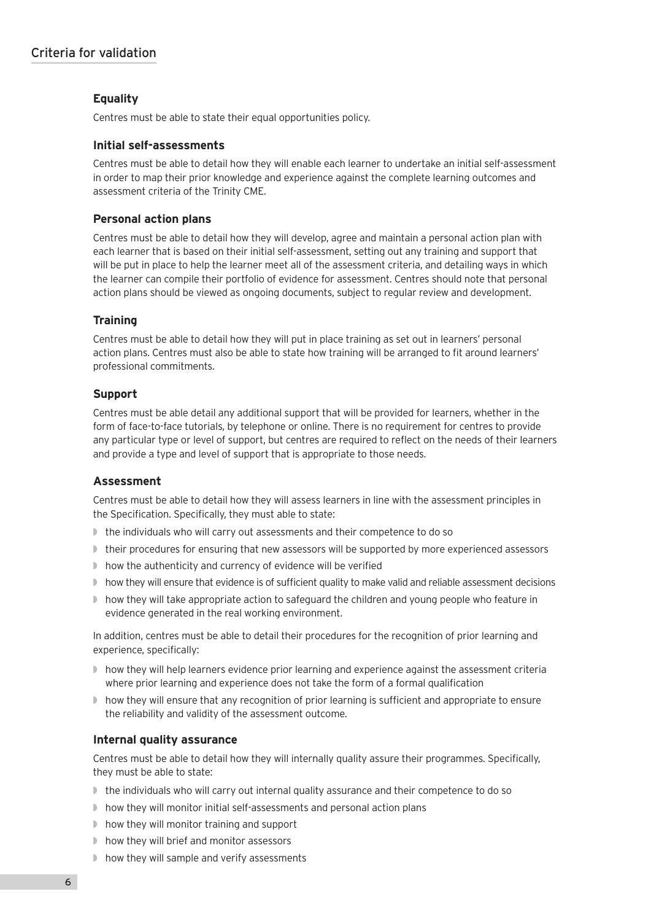## Criteria for validation

### Equality

Centres must be able to state their equal opportunities policy.

### Initial self-assessments

Centres must be able to detail how they will enable each learner to undertake an initial self-assessment in order to map their prior knowledge and experience against the complete learning outcomes and assessment criteria of the Trinity CME.

### Personal action plans

Centres must be able to detail how they will develop, agree and maintain a personal action plan with each learner that is based on their initial self-assessment, setting out any training and support that will be put in place to help the learner meet all of the assessment criteria, and detailing ways in which the learner can compile their portfolio of evidence for assessment. Centres should note that personal action plans should be viewed as ongoing documents, subject to regular review and development.

### Training

Centres must be able to detail how they will put in place training as set out in learners' personal action plans. Centres must also be able to state how training will be arranged to fit around learners' professional commitments.

### Support

Centres must be able detail any additional support that will be provided for learners, whether in the form of face-to-face tutorials, by telephone or online. There is no requirement for centres to provide any particular type or level of support, but centres are required to reflect on the needs of their learners and provide a type and level of support that is appropriate to those needs.

### Assessment

Centres must be able to detail how they will assess learners in line with the assessment principles in the Specification. Specifically, they must able to state:

- the individuals who will carry out assessments and their competence to do so
- their procedures for ensuring that new assessors will be supported by more experienced assessors
- how the authenticity and currency of evidence will be verified
- how they will ensure that evidence is of sufficient quality to make valid and reliable assessment decisions
- how they will take appropriate action to safeguard the children and young people who feature in evidence generated in the real working environment.

In addition, centres must be able to detail their procedures for the recognition of prior learning and experience, specifically:

- how they will help learners evidence prior learning and experience against the assessment criteria where prior learning and experience does not take the form of a formal qualification
- how they will ensure that any recognition of prior learning is sufficient and appropriate to ensure the reliability and validity of the assessment outcome.

### Internal quality assurance

Centres must be able to detail how they will internally quality assure their programmes. Specifically, they must be able to state:

- the individuals who will carry out internal quality assurance and their competence to do so
- how they will monitor initial self-assessments and personal action plans
- how they will monitor training and support
- how they will brief and monitor assessors
- how they will sample and verify assessments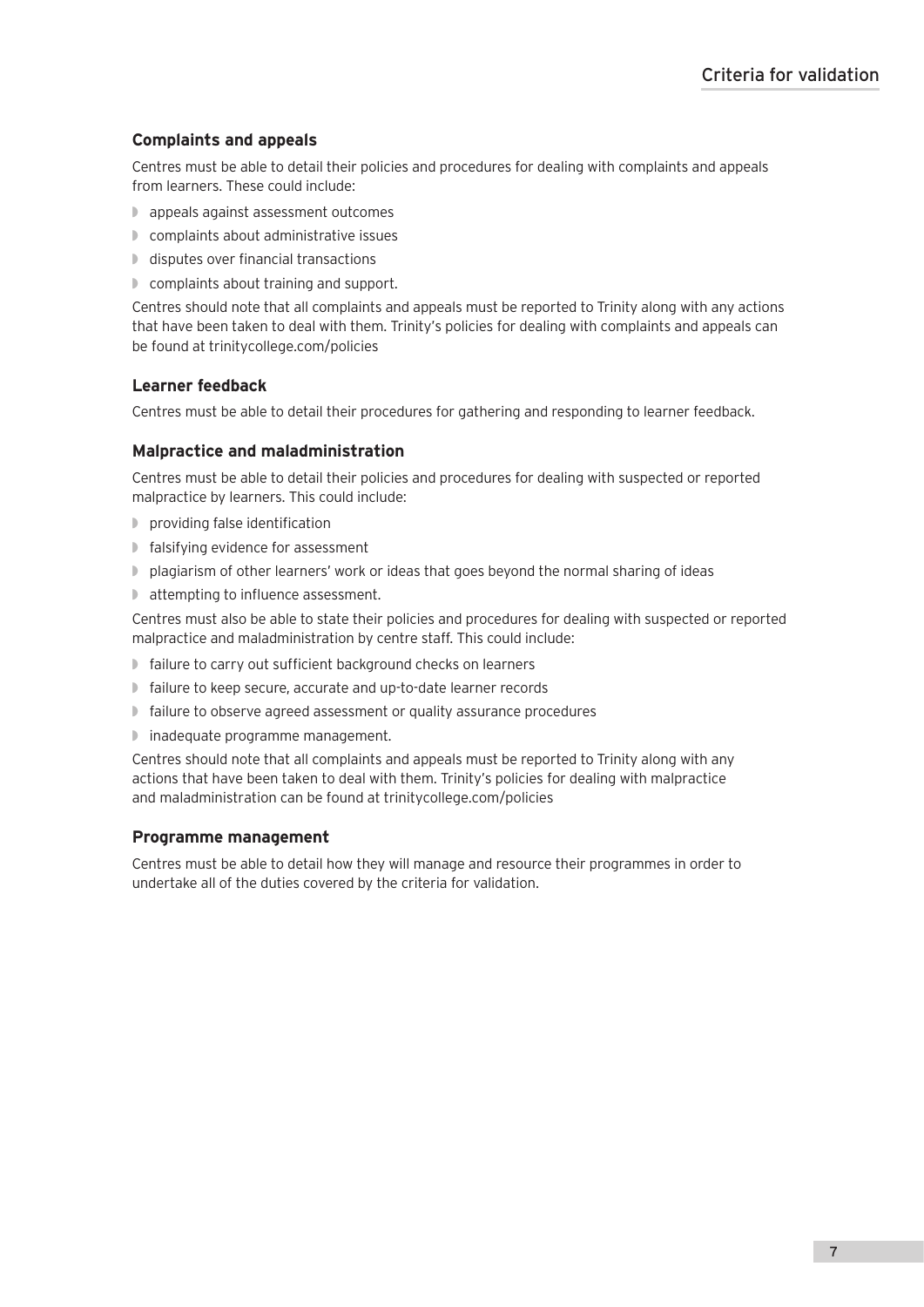### Complaints and appeals

Centres must be able to detail their policies and procedures for dealing with complaints and appeals from learners. These could include:

- appeals against assessment outcomes
- complaints about administrative issues
- disputes over financial transactions
- complaints about training and support.

Centres should note that all complaints and appeals must be reported to Trinity along with any actions that have been taken to deal with them. Trinity's policies for dealing with complaints and appeals can be found at trinitycollege.com/policies

### Learner feedback

Centres must be able to detail their procedures for gathering and responding to learner feedback.

### Malpractice and maladministration

Centres must be able to detail their policies and procedures for dealing with suspected or reported malpractice by learners. This could include:

- providing false identification
- falsifying evidence for assessment
- plagiarism of other learners' work or ideas that goes beyond the normal sharing of ideas
- attempting to influence assessment.

Centres must also be able to state their policies and procedures for dealing with suspected or reported malpractice and maladministration by centre staff. This could include:

- failure to carry out sufficient background checks on learners
- failure to keep secure, accurate and up-to-date learner records
- failure to observe agreed assessment or quality assurance procedures
- inadequate programme management.

Centres should note that all complaints and appeals must be reported to Trinity along with any actions that have been taken to deal with them. Trinity's policies for dealing with malpractice and maladministration can be found at trinitycollege.com/policies

### Programme management

Centres must be able to detail how they will manage and resource their programmes in order to undertake all of the duties covered by the criteria for validation.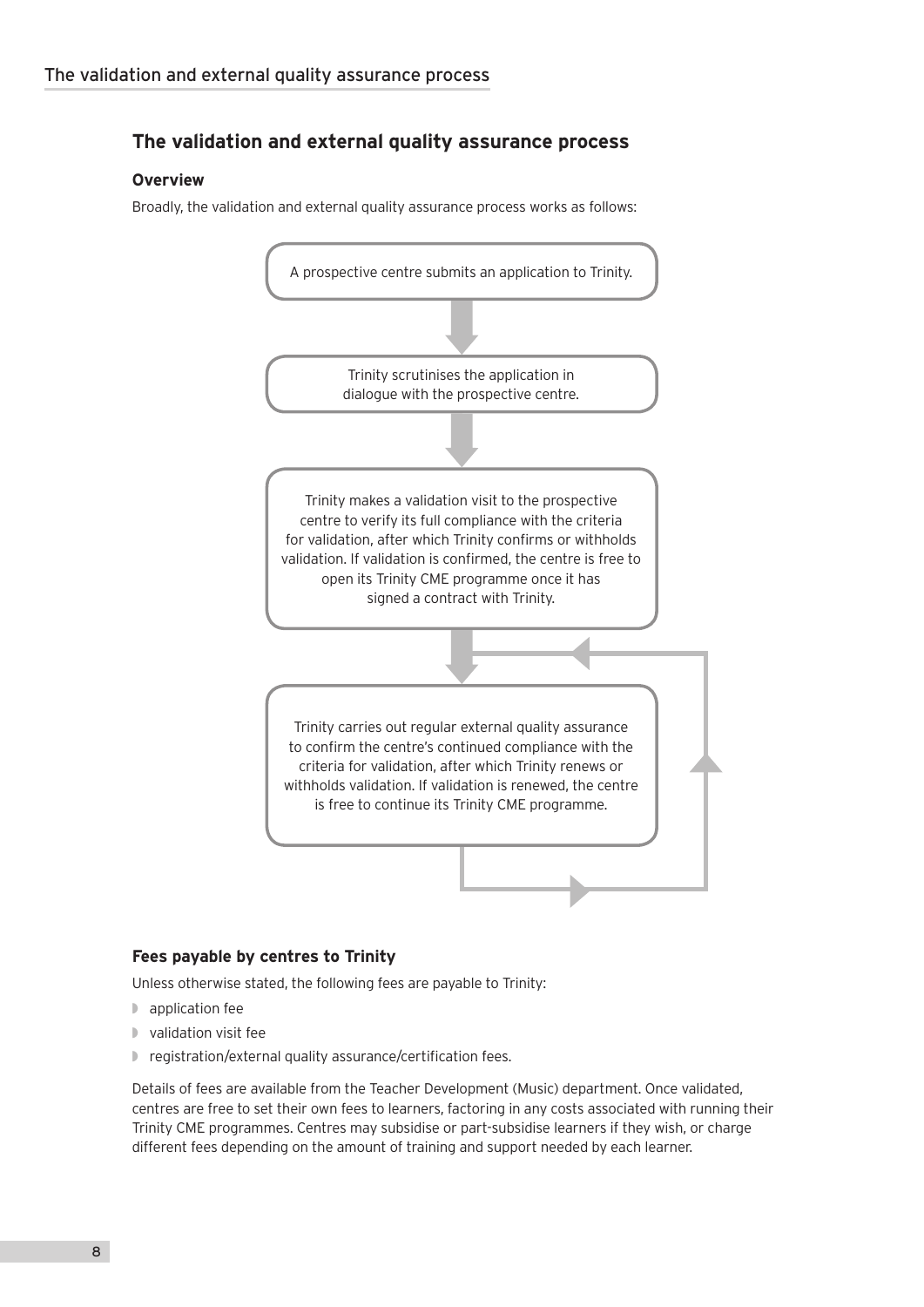## The validation and external quality assurance process

### Overview

Broadly, the validation and external quality assurance process works as follows:

A prospective centre submits an application to Trinity.

Trinity scrutinises the application in dialogue with the prospective centre.

Trinity makes a validation visit to the prospective centre to verify its full compliance with the criteria for validation, after which Trinity confirms or withholds validation. If validation is confirmed, the centre is free to open its Trinity CME programme once it has signed a contract with Trinity.

Trinity carries out regular external quality assurance to confirm the centre's continued compliance with the criteria for validation, after which Trinity renews or withholds validation. If validation is renewed, the centre is free to continue its Trinity CME programme.

### Fees payable by centres to Trinity

Unless otherwise stated, the following fees are payable to Trinity:

- application fee
- validation visit fee
- registration/external quality assurance/certification fees.

Details of fees are available from the Teacher Development (Music) department. Once validated, centres are free to set their own fees to learners, factoring in any costs associated with running their Trinity CME programmes. Centres may subsidise or part-subsidise learners if they wish, or charge different fees depending on the amount of training and support needed by each learner.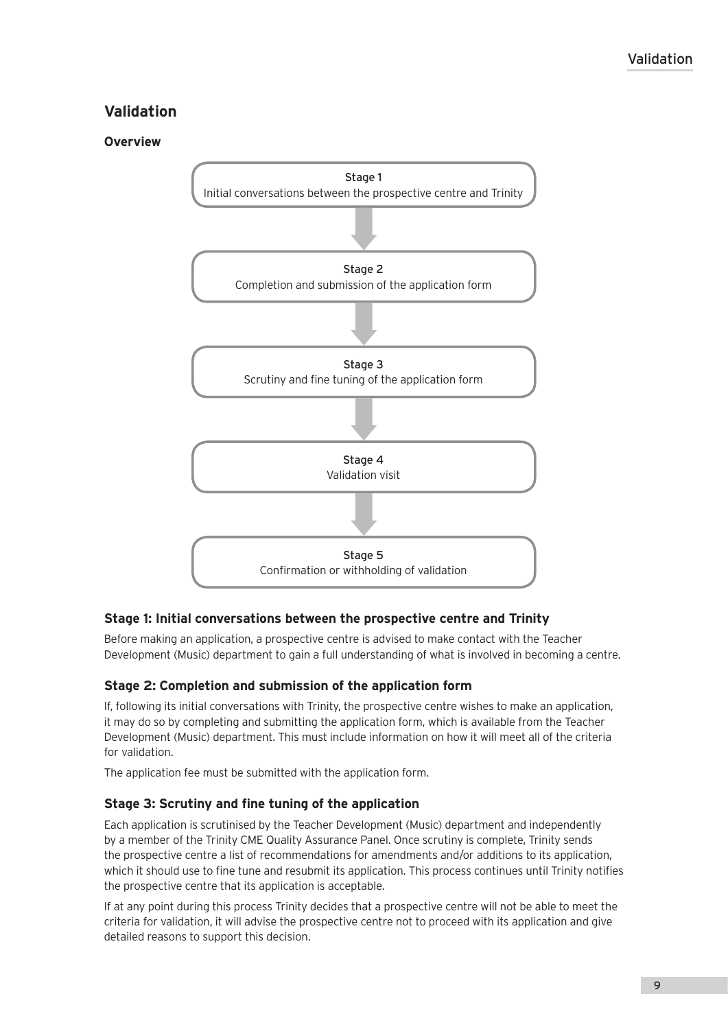# Validation

## Overview

Stage 1
Initial conversations between the prospective centre and Trinity

↓

Stage 2
Completion and submission of the application form

↓

Stage 3
Scrutiny and fine tuning of the application form

↓

Stage 4
Validation visit

↓

Stage 5
Confirmation or withholding of validation

### Stage 1: Initial conversations between the prospective centre and Trinity

Before making an application, a prospective centre is advised to make contact with the Teacher Development (Music) department to gain a full understanding of what is involved in becoming a centre.

### Stage 2: Completion and submission of the application form

If, following its initial conversations with Trinity, the prospective centre wishes to make an application, it may do so by completing and submitting the application form, which is available from the Teacher Development (Music) department. This must include information on how it will meet all of the criteria for validation.

The application fee must be submitted with the application form.

### Stage 3: Scrutiny and fine tuning of the application

Each application is scrutinised by the Teacher Development (Music) department and independently by a member of the Trinity CME Quality Assurance Panel. Once scrutiny is complete, Trinity sends the prospective centre a list of recommendations for amendments and/or additions to its application, which it should use to fine tune and resubmit its application. This process continues until Trinity notifies the prospective centre that its application is acceptable.

If at any point during this process Trinity decides that a prospective centre will not be able to meet the criteria for validation, it will advise the prospective centre not to proceed with its application and give detailed reasons to support this decision.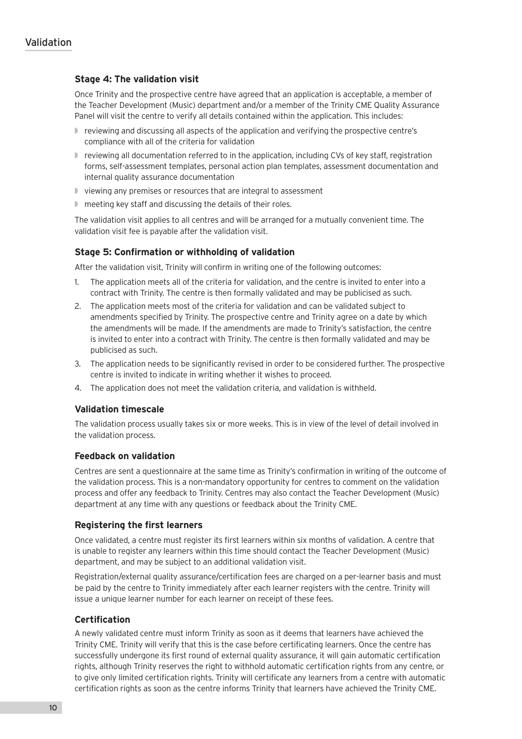### Stage 4: The validation visit

Once Trinity and the prospective centre have agreed that an application is acceptable, a member of the Teacher Development (Music) department and/or a member of the Trinity CME Quality Assurance Panel will visit the centre to verify all details contained within the application. This includes:

- reviewing and discussing all aspects of the application and verifying the prospective centre's compliance with all of the criteria for validation
- reviewing all documentation referred to in the application, including CVs of key staff, registration forms, self-assessment templates, personal action plan templates, assessment documentation and internal quality assurance documentation
- viewing any premises or resources that are integral to assessment
- meeting key staff and discussing the details of their roles.

The validation visit applies to all centres and will be arranged for a mutually convenient time. The validation visit fee is payable after the validation visit.

### Stage 5: Confirmation or withholding of validation

After the validation visit, Trinity will confirm in writing one of the following outcomes:

1. The application meets all of the criteria for validation, and the centre is invited to enter into a contract with Trinity. The centre is then formally validated and may be publicised as such.
2. The application meets most of the criteria for validation and can be validated subject to amendments specified by Trinity. The prospective centre and Trinity agree on a date by which the amendments will be made. If the amendments are made to Trinity's satisfaction, the centre is invited to enter into a contract with Trinity. The centre is then formally validated and may be publicised as such.
3. The application needs to be significantly revised in order to be considered further. The prospective centre is invited to indicate in writing whether it wishes to proceed.
4. The application does not meet the validation criteria, and validation is withheld.

### Validation timescale

The validation process usually takes six or more weeks. This is in view of the level of detail involved in the validation process.

### Feedback on validation

Centres are sent a questionnaire at the same time as Trinity's confirmation in writing of the outcome of the validation process. This is a non-mandatory opportunity for centres to comment on the validation process and offer any feedback to Trinity. Centres may also contact the Teacher Development (Music) department at any time with any questions or feedback about the Trinity CME.

### Registering the first learners

Once validated, a centre must register its first learners within six months of validation. A centre that is unable to register any learners within this time should contact the Teacher Development (Music) department, and may be subject to an additional validation visit.

Registration/external quality assurance/certification fees are charged on a per-learner basis and must be paid by the centre to Trinity immediately after each learner registers with the centre. Trinity will issue a unique learner number for each learner on receipt of these fees.

### Certification

A newly validated centre must inform Trinity as soon as it deems that learners have achieved the Trinity CME. Trinity will verify that this is the case before certificating learners. Once the centre has successfully undergone its first round of external quality assurance, it will gain automatic certification rights, although Trinity reserves the right to withhold automatic certification rights from any centre, or to give only limited certification rights. Trinity will certificate any learners from a centre with automatic certification rights as soon as the centre informs Trinity that learners have achieved the Trinity CME.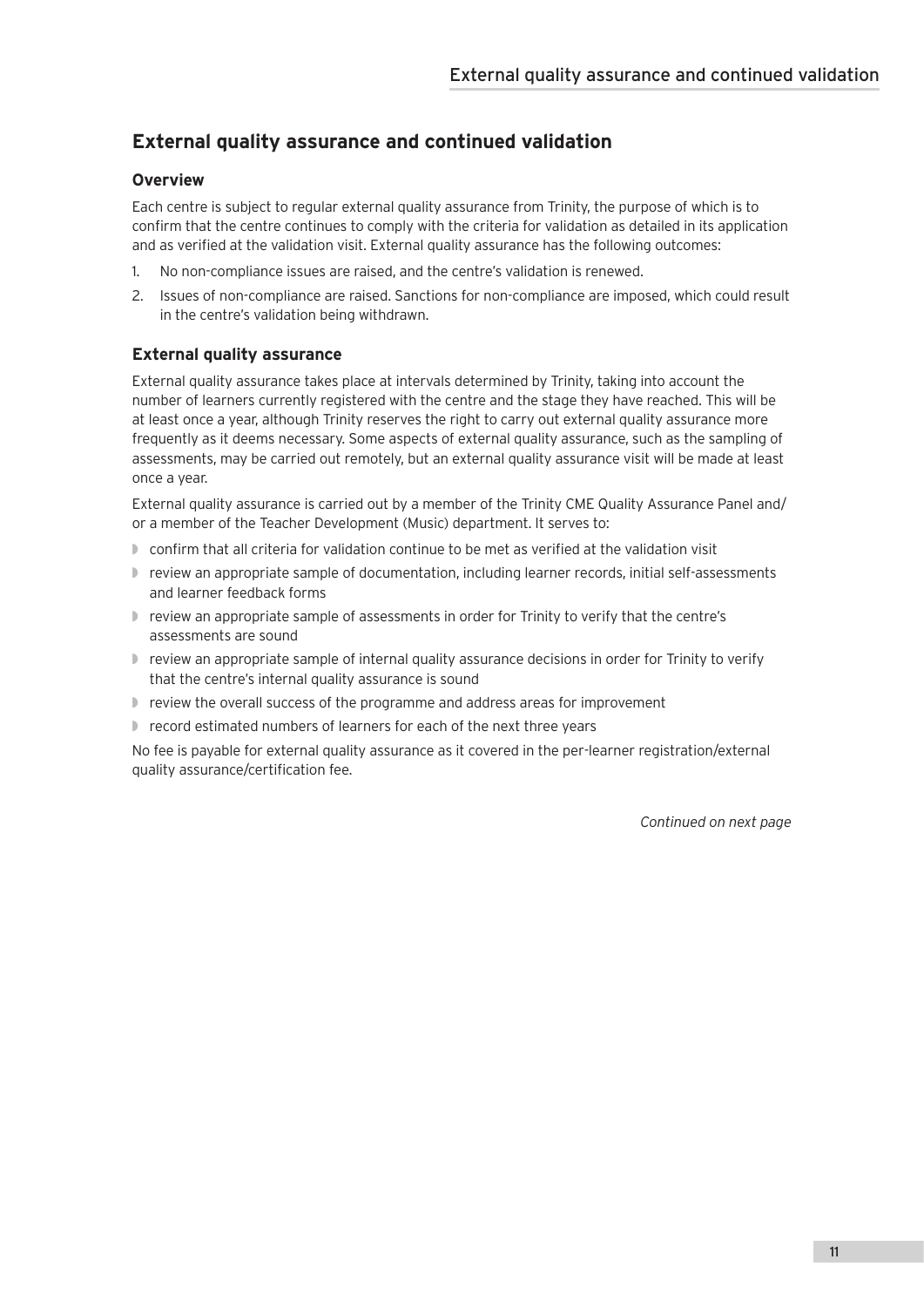## External quality assurance and continued validation

### Overview

Each centre is subject to regular external quality assurance from Trinity, the purpose of which is to confirm that the centre continues to comply with the criteria for validation as detailed in its application and as verified at the validation visit. External quality assurance has the following outcomes:

1. No non-compliance issues are raised, and the centre's validation is renewed.
2. Issues of non-compliance are raised. Sanctions for non-compliance are imposed, which could result in the centre's validation being withdrawn.

### External quality assurance

External quality assurance takes place at intervals determined by Trinity, taking into account the number of learners currently registered with the centre and the stage they have reached. This will be at least once a year, although Trinity reserves the right to carry out external quality assurance more frequently as it deems necessary. Some aspects of external quality assurance, such as the sampling of assessments, may be carried out remotely, but an external quality assurance visit will be made at least once a year.

External quality assurance is carried out by a member of the Trinity CME Quality Assurance Panel and/or a member of the Teacher Development (Music) department. It serves to:

- confirm that all criteria for validation continue to be met as verified at the validation visit
- review an appropriate sample of documentation, including learner records, initial self-assessments and learner feedback forms
- review an appropriate sample of assessments in order for Trinity to verify that the centre's assessments are sound
- review an appropriate sample of internal quality assurance decisions in order for Trinity to verify that the centre's internal quality assurance is sound
- review the overall success of the programme and address areas for improvement
- record estimated numbers of learners for each of the next three years

No fee is payable for external quality assurance as it covered in the per-learner registration/external quality assurance/certification fee.

*Continued on next page*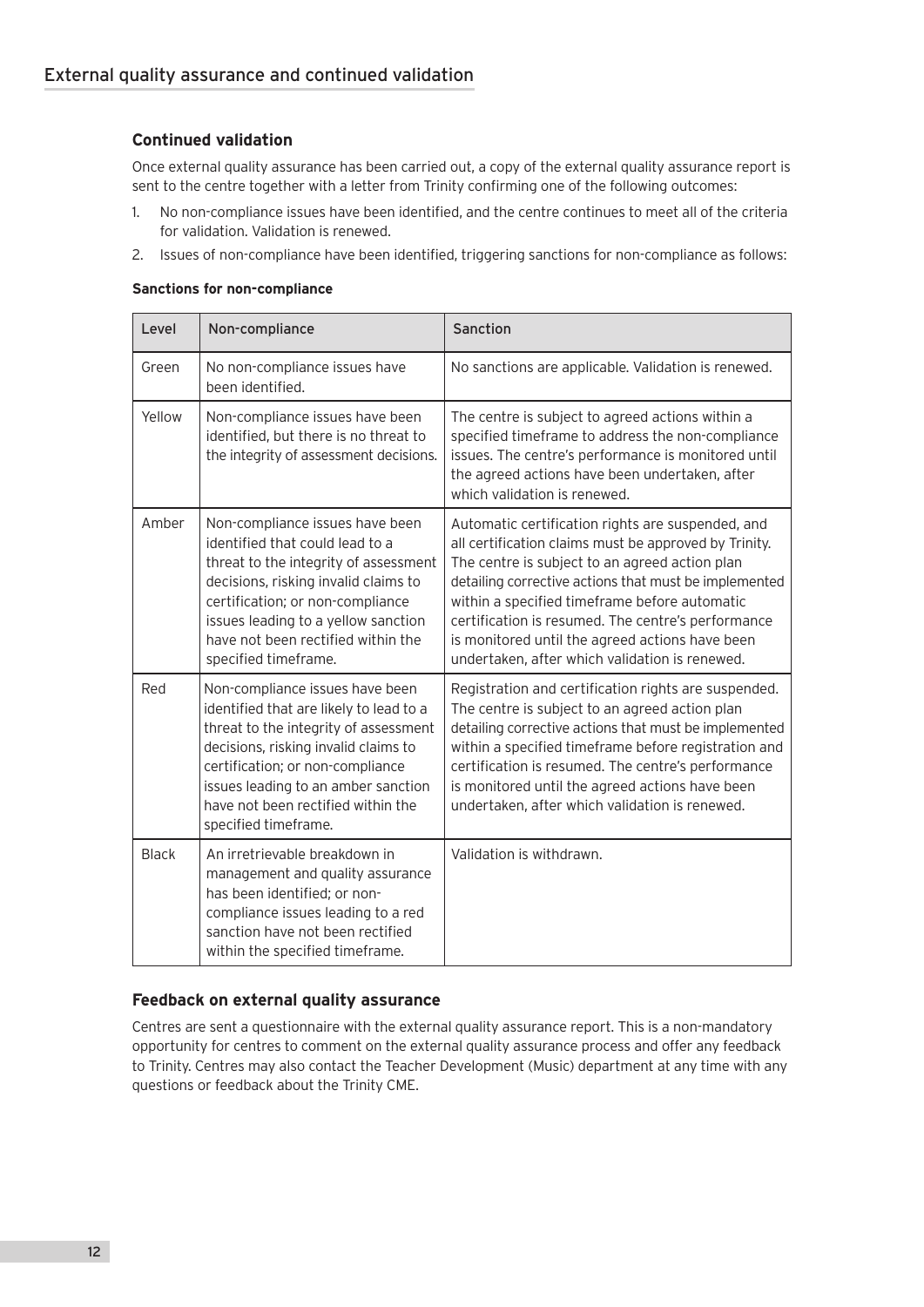## Continued validation

Once external quality assurance has been carried out, a copy of the external quality assurance report is sent to the centre together with a letter from Trinity confirming one of the following outcomes:

1. No non-compliance issues have been identified, and the centre continues to meet all of the criteria for validation. Validation is renewed.
2. Issues of non-compliance have been identified, triggering sanctions for non-compliance as follows:

**Sanctions for non-compliance**

| Level | Non-compliance | Sanction |
|---|---|---|
| Green | No non-compliance issues have been identified. | No sanctions are applicable. Validation is renewed. |
| Yellow | Non-compliance issues have been identified, but there is no threat to the integrity of assessment decisions. | The centre is subject to agreed actions within a specified timeframe to address the non-compliance issues. The centre's performance is monitored until the agreed actions have been undertaken, after which validation is renewed. |
| Amber | Non-compliance issues have been identified that could lead to a threat to the integrity of assessment decisions, risking invalid claims to certification; or non-compliance issues leading to a yellow sanction have not been rectified within the specified timeframe. | Automatic certification rights are suspended, and all certification claims must be approved by Trinity. The centre is subject to an agreed action plan detailing corrective actions that must be implemented within a specified timeframe before automatic certification is resumed. The centre's performance is monitored until the agreed actions have been undertaken, after which validation is renewed. |
| Red | Non-compliance issues have been identified that are likely to lead to a threat to the integrity of assessment decisions, risking invalid claims to certification; or non-compliance issues leading to an amber sanction have not been rectified within the specified timeframe. | Registration and certification rights are suspended. The centre is subject to an agreed action plan detailing corrective actions that must be implemented within a specified timeframe before registration and certification is resumed. The centre's performance is monitored until the agreed actions have been undertaken, after which validation is renewed. |
| Black | An irretrievable breakdown in management and quality assurance has been identified; or non-compliance issues leading to a red sanction have not been rectified within the specified timeframe. | Validation is withdrawn. |

## Feedback on external quality assurance

Centres are sent a questionnaire with the external quality assurance report. This is a non-mandatory opportunity for centres to comment on the external quality assurance process and offer any feedback to Trinity. Centres may also contact the Teacher Development (Music) department at any time with any questions or feedback about the Trinity CME.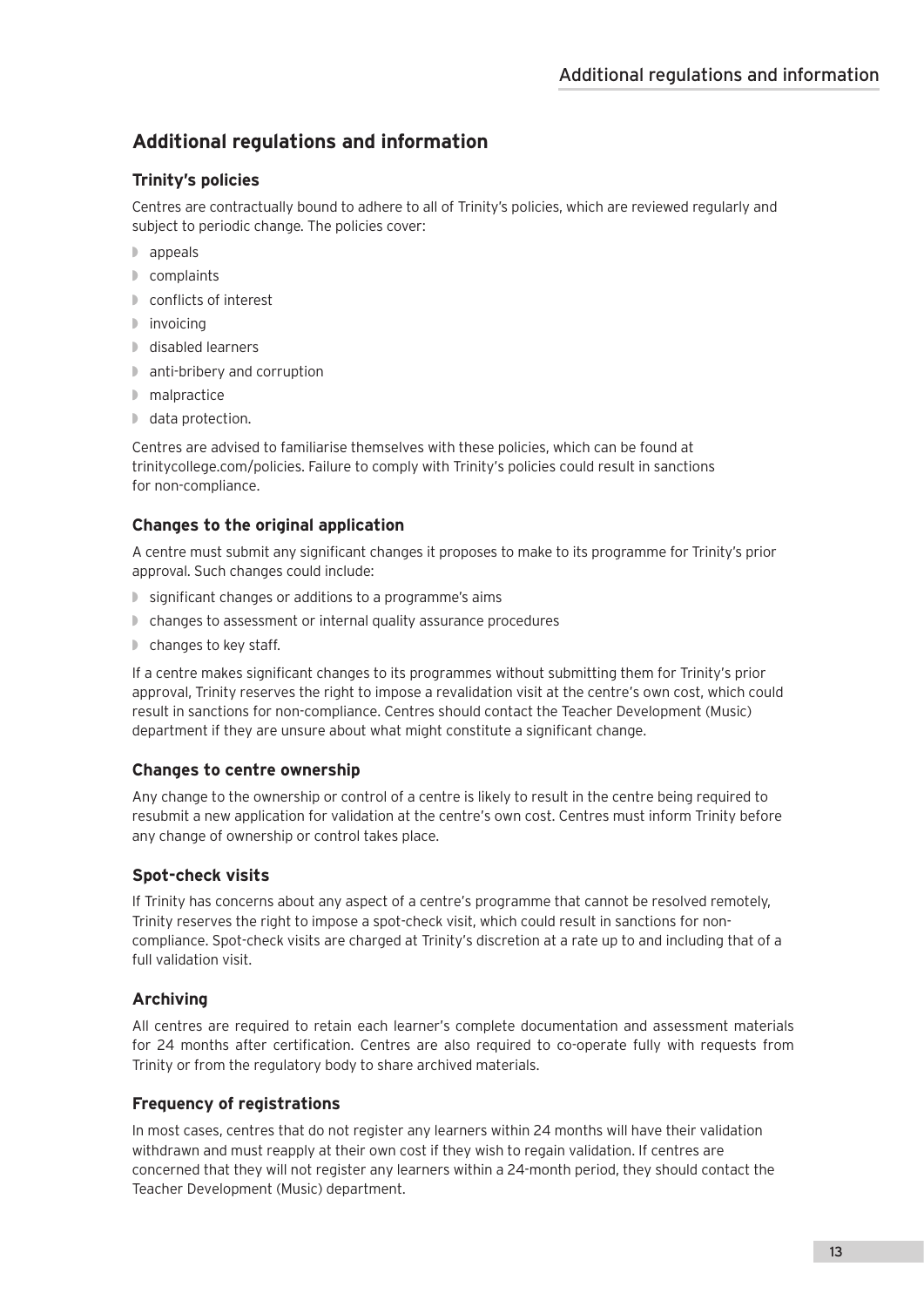## Additional regulations and information

### Trinity's policies

Centres are contractually bound to adhere to all of Trinity's policies, which are reviewed regularly and subject to periodic change. The policies cover:

- appeals
- complaints
- conflicts of interest
- invoicing
- disabled learners
- anti-bribery and corruption
- malpractice
- data protection.

Centres are advised to familiarise themselves with these policies, which can be found at trinitycollege.com/policies. Failure to comply with Trinity's policies could result in sanctions for non-compliance.

### Changes to the original application

A centre must submit any significant changes it proposes to make to its programme for Trinity's prior approval. Such changes could include:

- significant changes or additions to a programme's aims
- changes to assessment or internal quality assurance procedures
- changes to key staff.

If a centre makes significant changes to its programmes without submitting them for Trinity's prior approval, Trinity reserves the right to impose a revalidation visit at the centre's own cost, which could result in sanctions for non-compliance. Centres should contact the Teacher Development (Music) department if they are unsure about what might constitute a significant change.

### Changes to centre ownership

Any change to the ownership or control of a centre is likely to result in the centre being required to resubmit a new application for validation at the centre's own cost. Centres must inform Trinity before any change of ownership or control takes place.

### Spot-check visits

If Trinity has concerns about any aspect of a centre's programme that cannot be resolved remotely, Trinity reserves the right to impose a spot-check visit, which could result in sanctions for non-compliance. Spot-check visits are charged at Trinity's discretion at a rate up to and including that of a full validation visit.

### Archiving

All centres are required to retain each learner's complete documentation and assessment materials for 24 months after certification. Centres are also required to co-operate fully with requests from Trinity or from the regulatory body to share archived materials.

### Frequency of registrations

In most cases, centres that do not register any learners within 24 months will have their validation withdrawn and must reapply at their own cost if they wish to regain validation. If centres are concerned that they will not register any learners within a 24-month period, they should contact the Teacher Development (Music) department.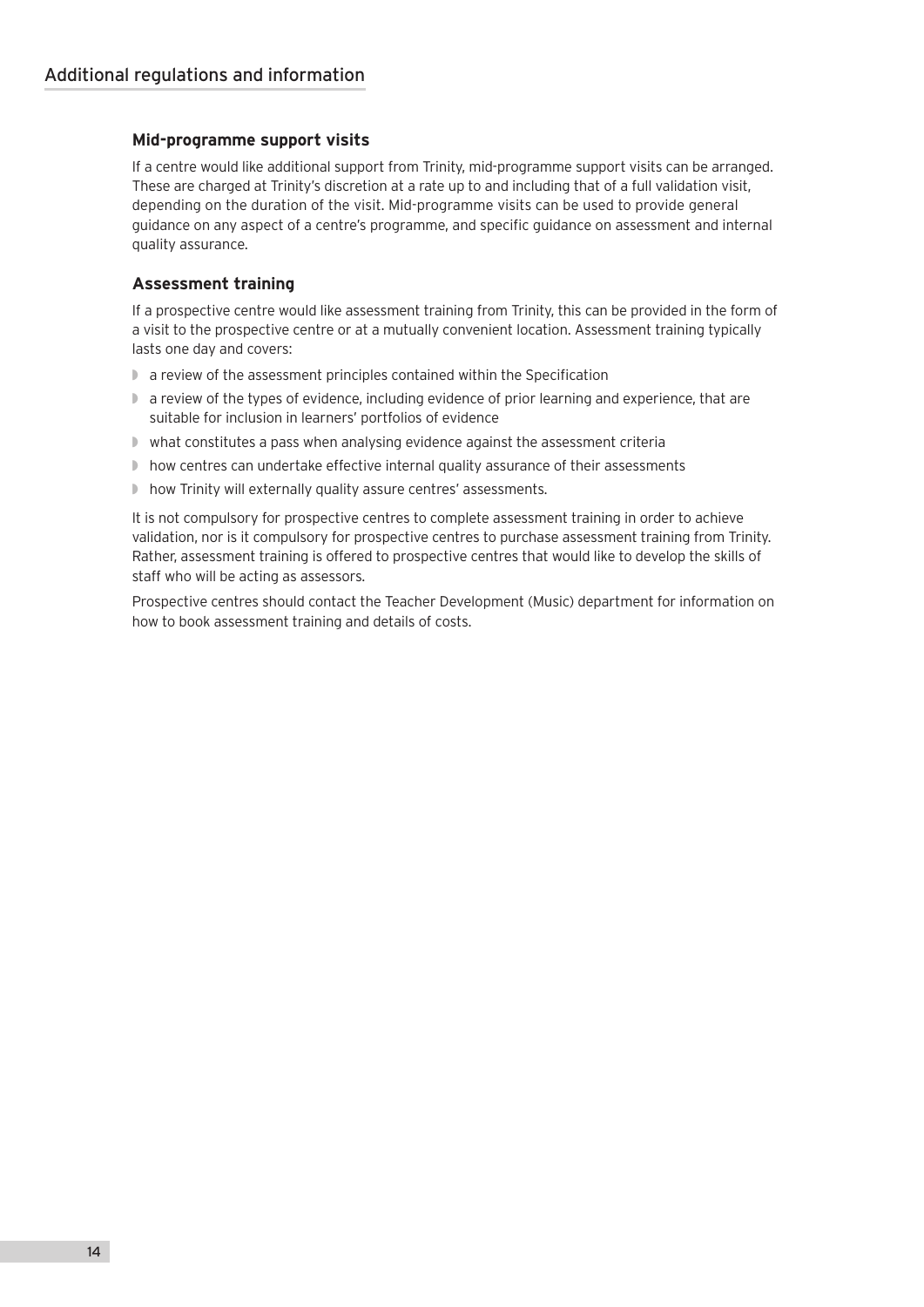## Additional regulations and information

### Mid-programme support visits

If a centre would like additional support from Trinity, mid-programme support visits can be arranged. These are charged at Trinity's discretion at a rate up to and including that of a full validation visit, depending on the duration of the visit. Mid-programme visits can be used to provide general guidance on any aspect of a centre's programme, and specific guidance on assessment and internal quality assurance.

### Assessment training

If a prospective centre would like assessment training from Trinity, this can be provided in the form of a visit to the prospective centre or at a mutually convenient location. Assessment training typically lasts one day and covers:

- a review of the assessment principles contained within the Specification
- a review of the types of evidence, including evidence of prior learning and experience, that are suitable for inclusion in learners' portfolios of evidence
- what constitutes a pass when analysing evidence against the assessment criteria
- how centres can undertake effective internal quality assurance of their assessments
- how Trinity will externally quality assure centres' assessments.

It is not compulsory for prospective centres to complete assessment training in order to achieve validation, nor is it compulsory for prospective centres to purchase assessment training from Trinity. Rather, assessment training is offered to prospective centres that would like to develop the skills of staff who will be acting as assessors.

Prospective centres should contact the Teacher Development (Music) department for information on how to book assessment training and details of costs.